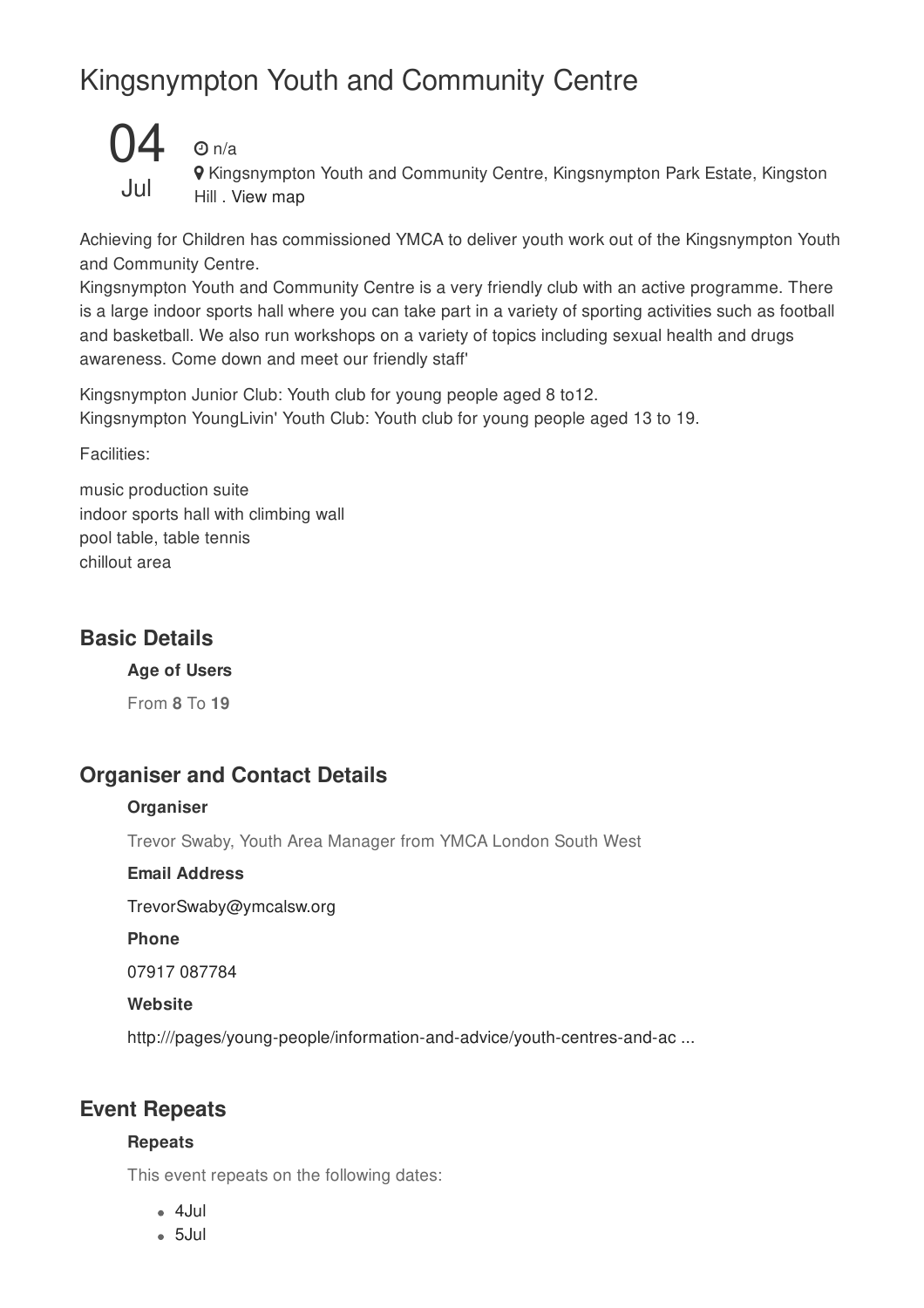# Kingsnympton Youth and Community Centre

04
Jul

n/a

Kingsnympton Youth and Community Centre, Kingsnympton Park Estate, Kingston Hill . View map

Achieving for Children has commissioned YMCA to deliver youth work out of the Kingsnympton Youth and Community Centre.
Kingsnympton Youth and Community Centre is a very friendly club with an active programme. There is a large indoor sports hall where you can take part in a variety of sporting activities such as football and basketball. We also run workshops on a variety of topics including sexual health and drugs awareness. Come down and meet our friendly staff'

Kingsnympton Junior Club: Youth club for young people aged 8 to12.
Kingsnympton YoungLivin' Youth Club: Youth club for young people aged 13 to 19.

Facilities:

music production suite
indoor sports hall with climbing wall
pool table, table tennis
chillout area

## Basic Details

**Age of Users**

From **8** To **19**

## Organiser and Contact Details

**Organiser**

Trevor Swaby, Youth Area Manager from YMCA London South West

**Email Address**

TrevorSwaby@ymcalsw.org

**Phone**

07917 087784

**Website**

http:///pages/young-people/information-and-advice/youth-centres-and-ac ...

## Event Repeats

**Repeats**

This event repeats on the following dates:

- 4Jul
- 5Jul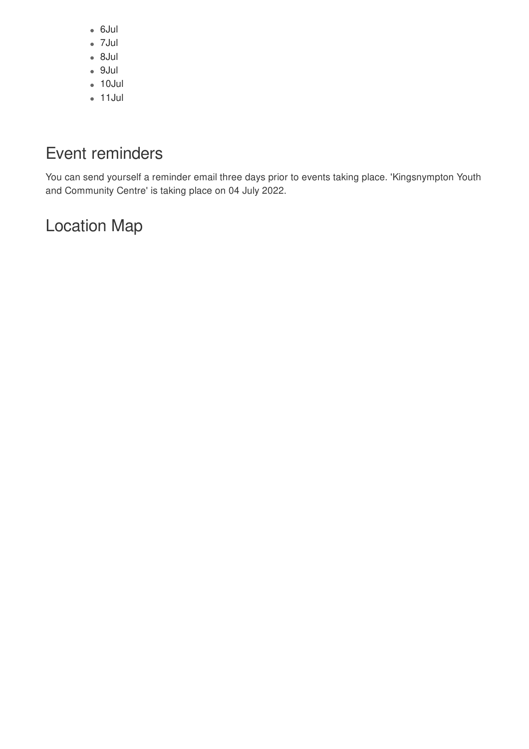- 6Jul
- 7Jul
- 8Jul
- 9Jul
- 10Jul
- 11Jul

## Event reminders

You can send yourself a reminder email three days prior to events taking place. 'Kingsnympton Youth and Community Centre' is taking place on 04 July 2022.

## Location Map